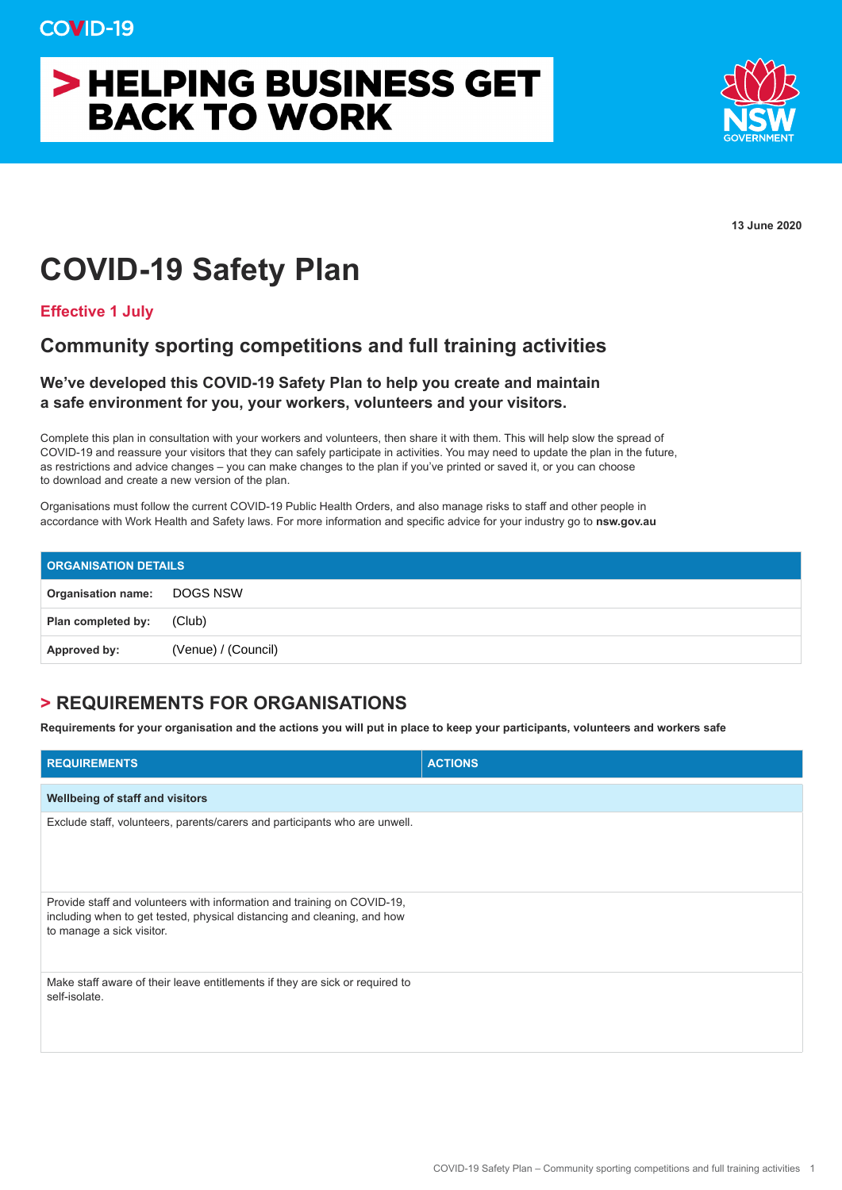COVID-19

# > HELPING BUSINESS GET BACK TO WORK

NSW GOVERNMENT

**13 June 2020**

# COVID-19 Safety Plan

**Effective 1 July**

## Community sporting competitions and full training activities

### We've developed this COVID-19 Safety Plan to help you create and maintain a safe environment for you, your workers, volunteers and your visitors.

Complete this plan in consultation with your workers and volunteers, then share it with them. This will help slow the spread of COVID-19 and reassure your visitors that they can safely participate in activities. You may need to update the plan in the future, as restrictions and advice changes – you can make changes to the plan if you've printed or saved it, or you can choose to download and create a new version of the plan.

Organisations must follow the current COVID-19 Public Health Orders, and also manage risks to staff and other people in accordance with Work Health and Safety laws. For more information and specific advice for your industry go to **nsw.gov.au**

| ORGANISATION DETAILS | |
|---|---|
| **Organisation name:** | DOGS NSW |
| **Plan completed by:** | (Club) |
| **Approved by:** | (Venue) / (Council) |

## > REQUIREMENTS FOR ORGANISATIONS

**Requirements for your organisation and the actions you will put in place to keep your participants, volunteers and workers safe**

| REQUIREMENTS | ACTIONS |
|---|---|
| **Wellbeing of staff and visitors** | |
| Exclude staff, volunteers, parents/carers and participants who are unwell. | |
| Provide staff and volunteers with information and training on COVID-19, including when to get tested, physical distancing and cleaning, and how to manage a sick visitor. | |
| Make staff aware of their leave entitlements if they are sick or required to self-isolate. | |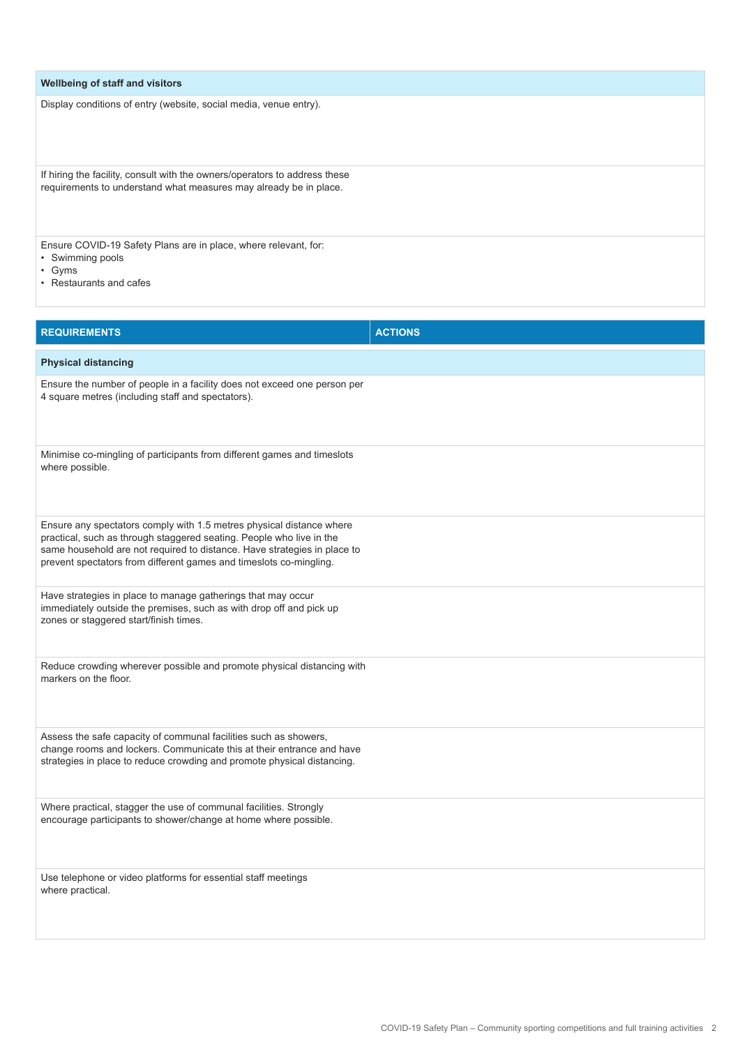| Wellbeing of staff and visitors | |
|---|---|
| Display conditions of entry (website, social media, venue entry). | |
| If hiring the facility, consult with the owners/operators to address these requirements to understand what measures may already be in place. | |
| Ensure COVID-19 Safety Plans are in place, where relevant, for:<br>• Swimming pools<br>• Gyms<br>• Restaurants and cafes | |

| REQUIREMENTS | ACTIONS |
|---|---|
| **Physical distancing** | |
| Ensure the number of people in a facility does not exceed one person per 4 square metres (including staff and spectators). | |
| Minimise co-mingling of participants from different games and timeslots where possible. | |
| Ensure any spectators comply with 1.5 metres physical distance where practical, such as through staggered seating. People who live in the same household are not required to distance. Have strategies in place to prevent spectators from different games and timeslots co-mingling. | |
| Have strategies in place to manage gatherings that may occur immediately outside the premises, such as with drop off and pick up zones or staggered start/finish times. | |
| Reduce crowding wherever possible and promote physical distancing with markers on the floor. | |
| Assess the safe capacity of communal facilities such as showers, change rooms and lockers. Communicate this at their entrance and have strategies in place to reduce crowding and promote physical distancing. | |
| Where practical, stagger the use of communal facilities. Strongly encourage participants to shower/change at home where possible. | |
| Use telephone or video platforms for essential staff meetings where practical. | |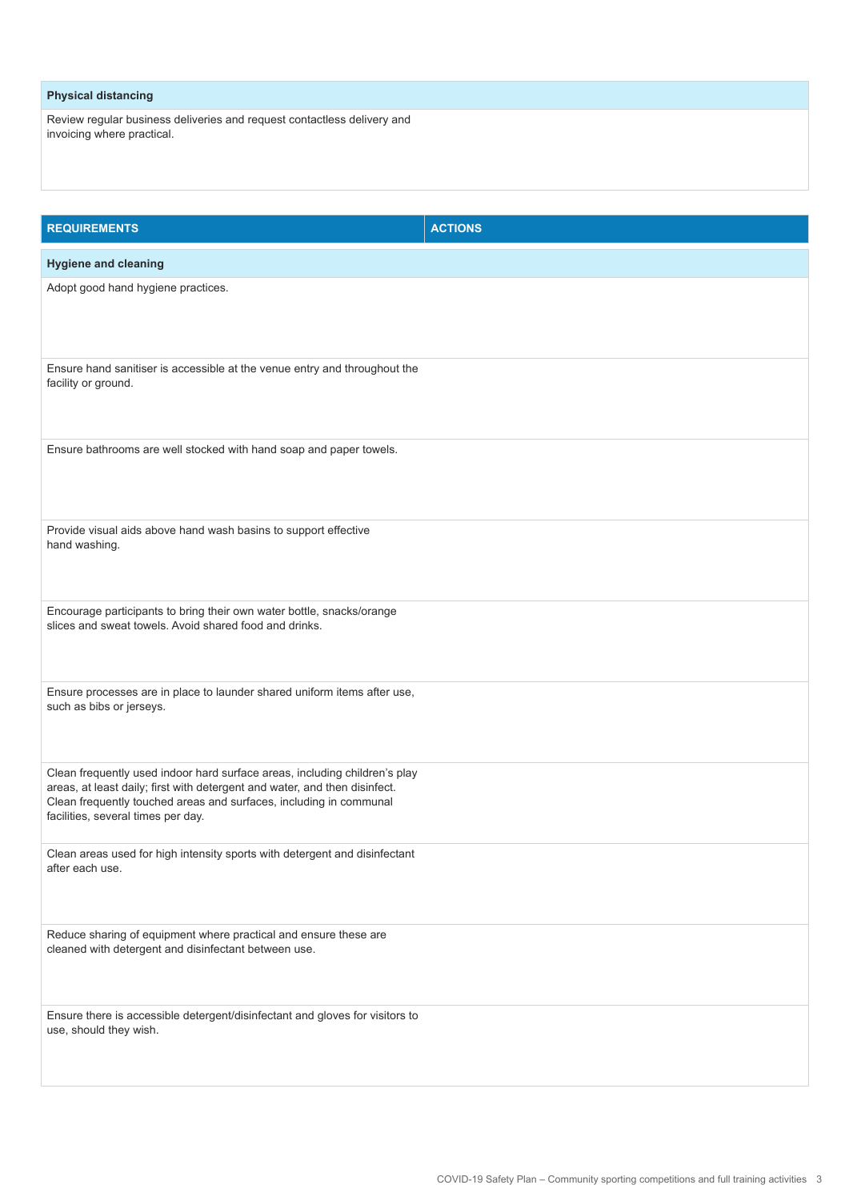| **Physical distancing** | |
|---|---|
| Review regular business deliveries and request contactless delivery and invoicing where practical. | |

| REQUIREMENTS | ACTIONS |
|---|---|
| **Hygiene and cleaning** | |
| Adopt good hand hygiene practices. | |
| Ensure hand sanitiser is accessible at the venue entry and throughout the facility or ground. | |
| Ensure bathrooms are well stocked with hand soap and paper towels. | |
| Provide visual aids above hand wash basins to support effective hand washing. | |
| Encourage participants to bring their own water bottle, snacks/orange slices and sweat towels. Avoid shared food and drinks. | |
| Ensure processes are in place to launder shared uniform items after use, such as bibs or jerseys. | |
| Clean frequently used indoor hard surface areas, including children's play areas, at least daily; first with detergent and water, and then disinfect. Clean frequently touched areas and surfaces, including in communal facilities, several times per day. | |
| Clean areas used for high intensity sports with detergent and disinfectant after each use. | |
| Reduce sharing of equipment where practical and ensure these are cleaned with detergent and disinfectant between use. | |
| Ensure there is accessible detergent/disinfectant and gloves for visitors to use, should they wish. | |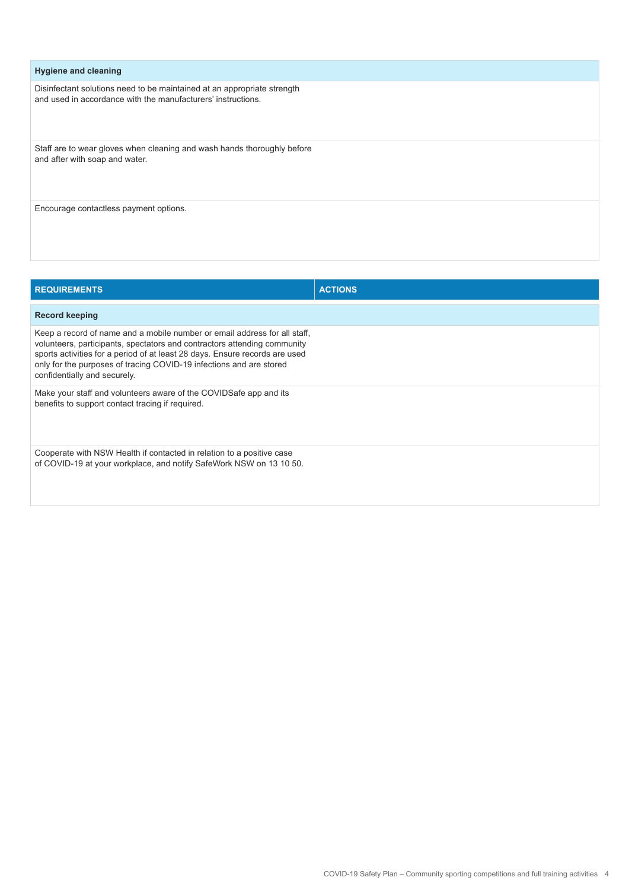| Hygiene and cleaning | |
|---|---|
| Disinfectant solutions need to be maintained at an appropriate strength and used in accordance with the manufacturers' instructions. | |
| Staff are to wear gloves when cleaning and wash hands thoroughly before and after with soap and water. | |
| Encourage contactless payment options. | |

| REQUIREMENTS | ACTIONS |
|---|---|
| **Record keeping** | |
| Keep a record of name and a mobile number or email address for all staff, volunteers, participants, spectators and contractors attending community sports activities for a period of at least 28 days. Ensure records are used only for the purposes of tracing COVID-19 infections and are stored confidentially and securely. | |
| Make your staff and volunteers aware of the COVIDSafe app and its benefits to support contact tracing if required. | |
| Cooperate with NSW Health if contacted in relation to a positive case of COVID-19 at your workplace, and notify SafeWork NSW on 13 10 50. | |